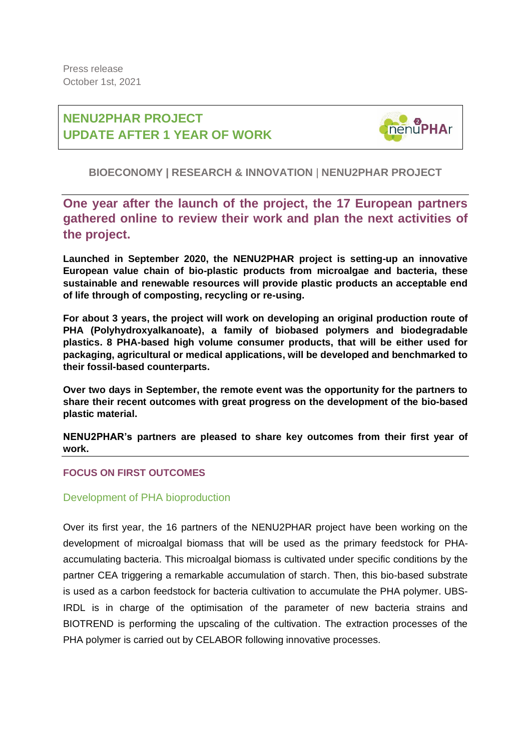Press release
October 1st, 2021

# NENU2PHAR PROJECT
# UPDATE AFTER 1 YEAR OF WORK

**BIOECONOMY | RESEARCH & INNOVATION | NENU2PHAR PROJECT**

## One year after the launch of the project, the 17 European partners gathered online to review their work and plan the next activities of the project.

**Launched in September 2020, the NENU2PHAR project is setting-up an innovative European value chain of bio-plastic products from microalgae and bacteria, these sustainable and renewable resources will provide plastic products an acceptable end of life through of composting, recycling or re-using.**

**For about 3 years, the project will work on developing an original production route of PHA (Polyhydroxyalkanoate), a family of biobased polymers and biodegradable plastics. 8 PHA-based high volume consumer products, that will be either used for packaging, agricultural or medical applications, will be developed and benchmarked to their fossil-based counterparts.**

**Over two days in September, the remote event was the opportunity for the partners to share their recent outcomes with great progress on the development of the bio-based plastic material.**

**NENU2PHAR's partners are pleased to share key outcomes from their first year of work.**

### FOCUS ON FIRST OUTCOMES

#### Development of PHA bioproduction

Over its first year, the 16 partners of the NENU2PHAR project have been working on the development of microalgal biomass that will be used as the primary feedstock for PHA-accumulating bacteria. This microalgal biomass is cultivated under specific conditions by the partner CEA triggering a remarkable accumulation of starch. Then, this bio-based substrate is used as a carbon feedstock for bacteria cultivation to accumulate the PHA polymer. UBS-IRDL is in charge of the optimisation of the parameter of new bacteria strains and BIOTREND is performing the upscaling of the cultivation. The extraction processes of the PHA polymer is carried out by CELABOR following innovative processes.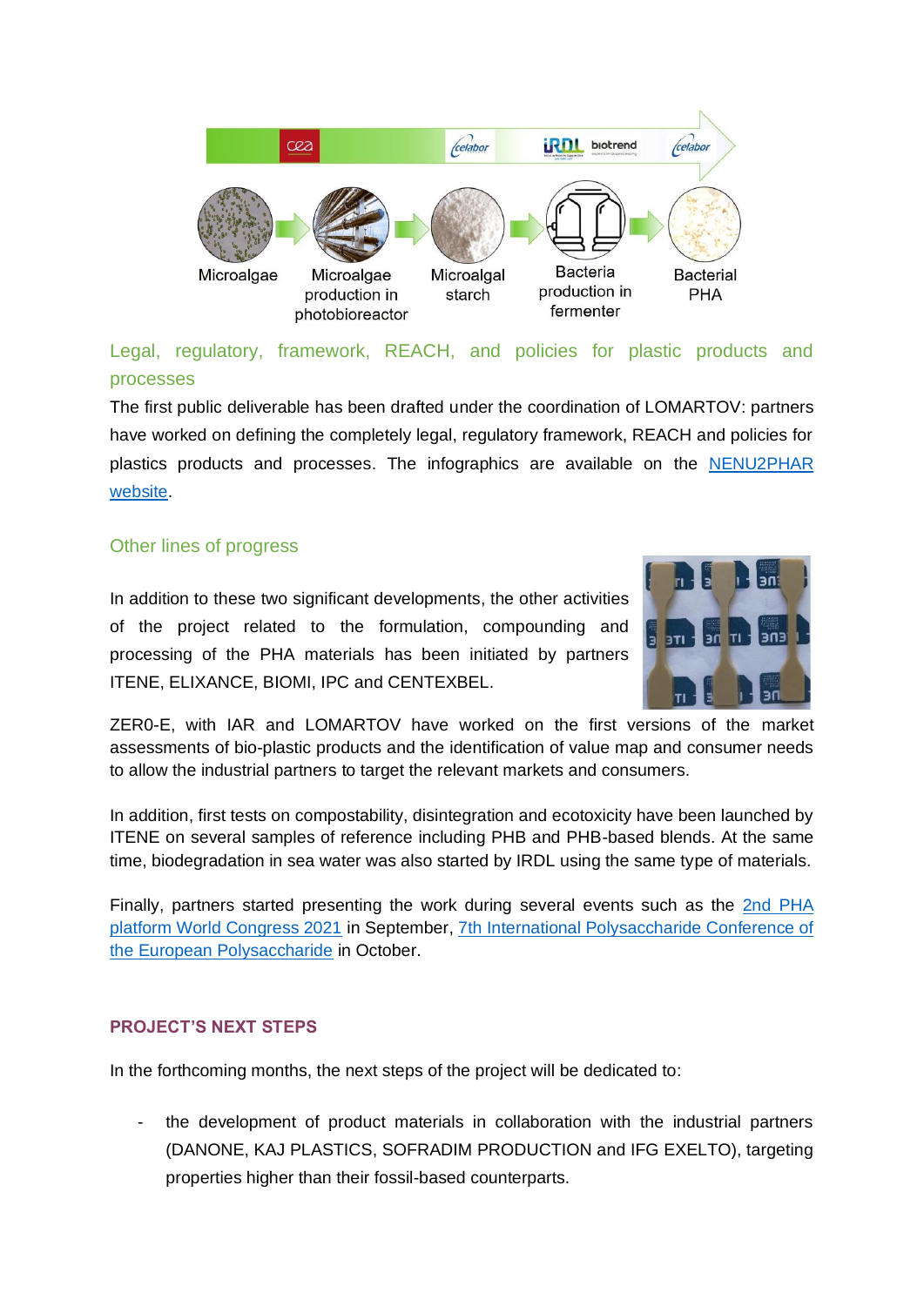Microalgae → Microalgae production in photobioreactor → Microalgal starch → Bacteria production in fermenter → Bacterial PHA

## Legal, regulatory, framework, REACH, and policies for plastic products and processes

The first public deliverable has been drafted under the coordination of LOMARTOV: partners have worked on defining the completely legal, regulatory framework, REACH and policies for plastics products and processes. The infographics are available on the [NENU2PHAR website](NENU2PHAR website).

## Other lines of progress

In addition to these two significant developments, the other activities of the project related to the formulation, compounding and processing of the PHA materials has been initiated by partners ITENE, ELIXANCE, BIOMI, IPC and CENTEXBEL.

ZER0-E, with IAR and LOMARTOV have worked on the first versions of the market assessments of bio-plastic products and the identification of value map and consumer needs to allow the industrial partners to target the relevant markets and consumers.

In addition, first tests on compostability, disintegration and ecotoxicity have been launched by ITENE on several samples of reference including PHB and PHB-based blends. At the same time, biodegradation in sea water was also started by IRDL using the same type of materials.

Finally, partners started presenting the work during several events such as the 2nd PHA platform World Congress 2021 in September, 7th International Polysaccharide Conference of the European Polysaccharide in October.

## PROJECT'S NEXT STEPS

In the forthcoming months, the next steps of the project will be dedicated to:

- the development of product materials in collaboration with the industrial partners (DANONE, KAJ PLASTICS, SOFRADIM PRODUCTION and IFG EXELTO), targeting properties higher than their fossil-based counterparts.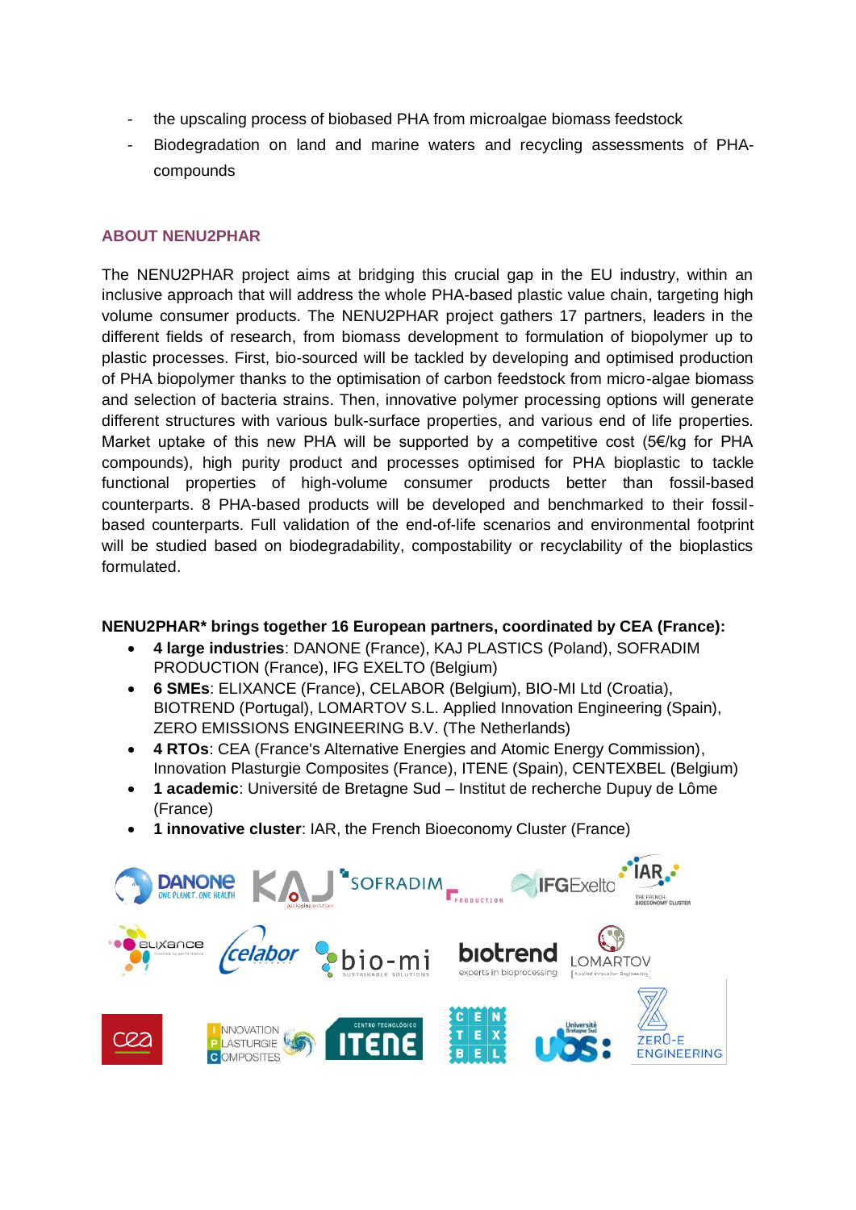- the upscaling process of biobased PHA from microalgae biomass feedstock
- Biodegradation on land and marine waters and recycling assessments of PHA-compounds

## ABOUT NENU2PHAR

The NENU2PHAR project aims at bridging this crucial gap in the EU industry, within an inclusive approach that will address the whole PHA-based plastic value chain, targeting high volume consumer products. The NENU2PHAR project gathers 17 partners, leaders in the different fields of research, from biomass development to formulation of biopolymer up to plastic processes. First, bio-sourced will be tackled by developing and optimised production of PHA biopolymer thanks to the optimisation of carbon feedstock from micro-algae biomass and selection of bacteria strains. Then, innovative polymer processing options will generate different structures with various bulk-surface properties, and various end of life properties. Market uptake of this new PHA will be supported by a competitive cost (5€/kg for PHA compounds), high purity product and processes optimised for PHA bioplastic to tackle functional properties of high-volume consumer products better than fossil-based counterparts. 8 PHA-based products will be developed and benchmarked to their fossil-based counterparts. Full validation of the end-of-life scenarios and environmental footprint will be studied based on biodegradability, compostability or recyclability of the bioplastics formulated.

**NENU2PHAR* brings together 16 European partners, coordinated by CEA (France):**

- **4 large industries**: DANONE (France), KAJ PLASTICS (Poland), SOFRADIM PRODUCTION (France), IFG EXELTO (Belgium)
- **6 SMEs**: ELIXANCE (France), CELABOR (Belgium), BIO-MI Ltd (Croatia), BIOTREND (Portugal), LOMARTOV S.L. Applied Innovation Engineering (Spain), ZERO EMISSIONS ENGINEERING B.V. (The Netherlands)
- **4 RTOs**: CEA (France's Alternative Energies and Atomic Energy Commission), Innovation Plasturgie Composites (France), ITENE (Spain), CENTEXBEL (Belgium)
- **1 academic**: Université de Bretagne Sud – Institut de recherche Dupuy de Lôme (France)
- **1 innovative cluster**: IAR, the French Bioeconomy Cluster (France)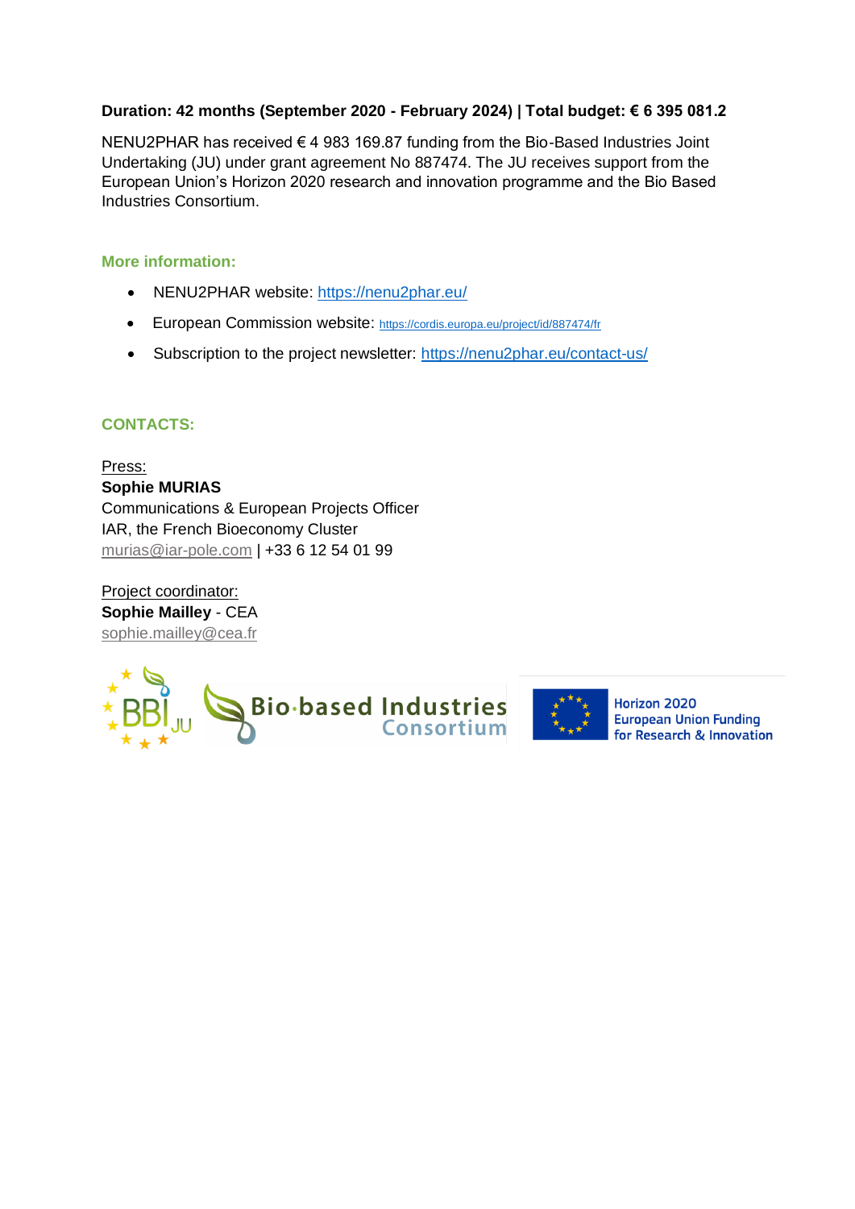**Duration: 42 months (September 2020 - February 2024) | Total budget: € 6 395 081.2**

NENU2PHAR has received € 4 983 169.87 funding from the Bio-Based Industries Joint Undertaking (JU) under grant agreement No 887474. The JU receives support from the European Union's Horizon 2020 research and innovation programme and the Bio Based Industries Consortium.

**More information:**

- NENU2PHAR website: https://nenu2phar.eu/
- European Commission website: https://cordis.europa.eu/project/id/887474/fr
- Subscription to the project newsletter: https://nenu2phar.eu/contact-us/

**CONTACTS:**

Press:
**Sophie MURIAS**
Communications & European Projects Officer
IAR, the French Bioeconomy Cluster
murias@iar-pole.com | +33 6 12 54 01 99

Project coordinator:
**Sophie Mailley** - CEA
sophie.mailley@cea.fr

BBI JU

Bio-based Industries Consortium

Horizon 2020
European Union Funding
for Research & Innovation